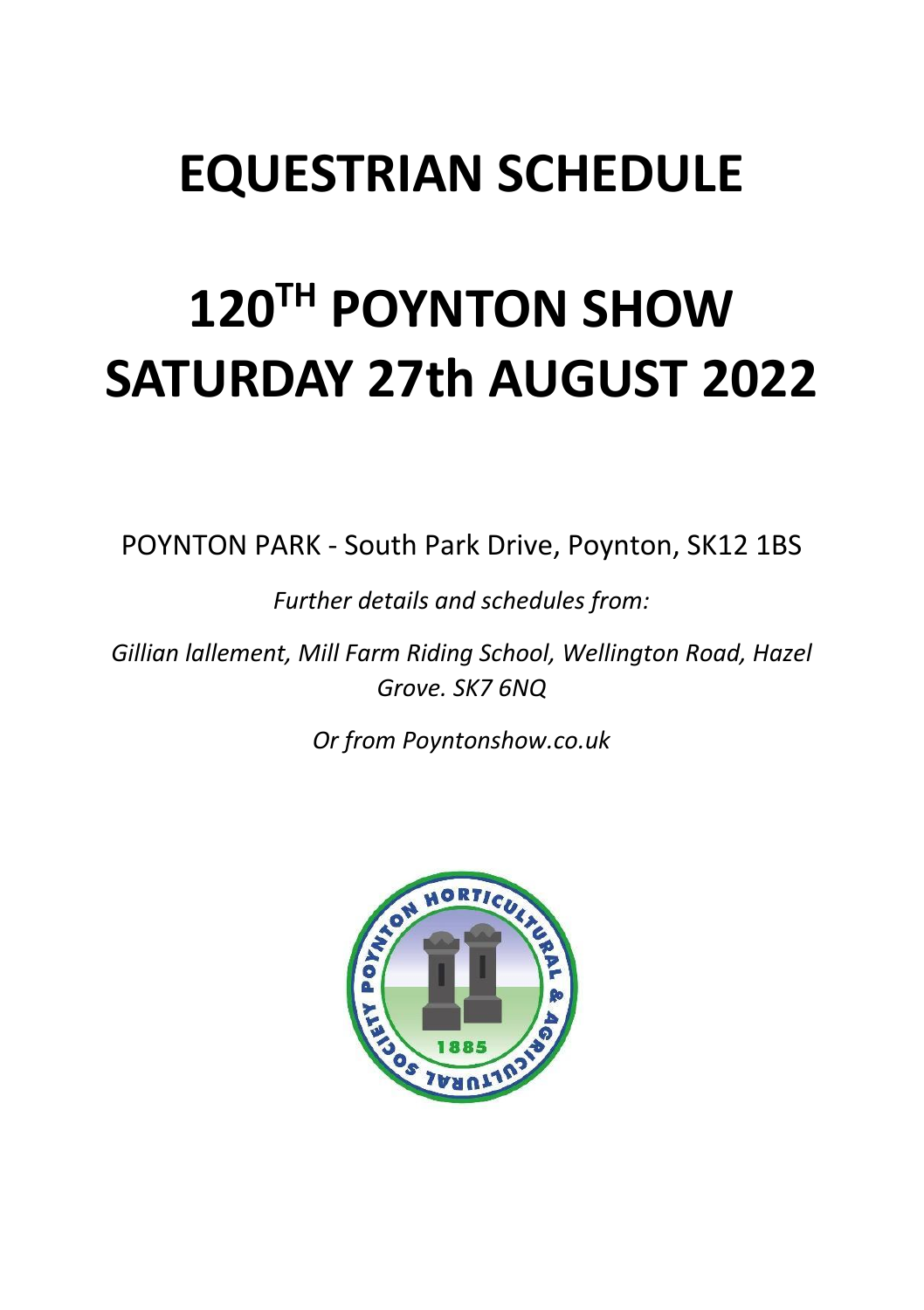# EQUESTRIAN SCHEDULE

# 120TH POYNTON SHOW SATURDAY 27th AUGUST 2022

POYNTON PARK - South Park Drive, Poynton, SK12 1BS

*Further details and schedules from:*

*Gillian lallement, Mill Farm Riding School, Wellington Road, Hazel Grove. SK7 6NQ*

*Or from Poyntonshow.co.uk*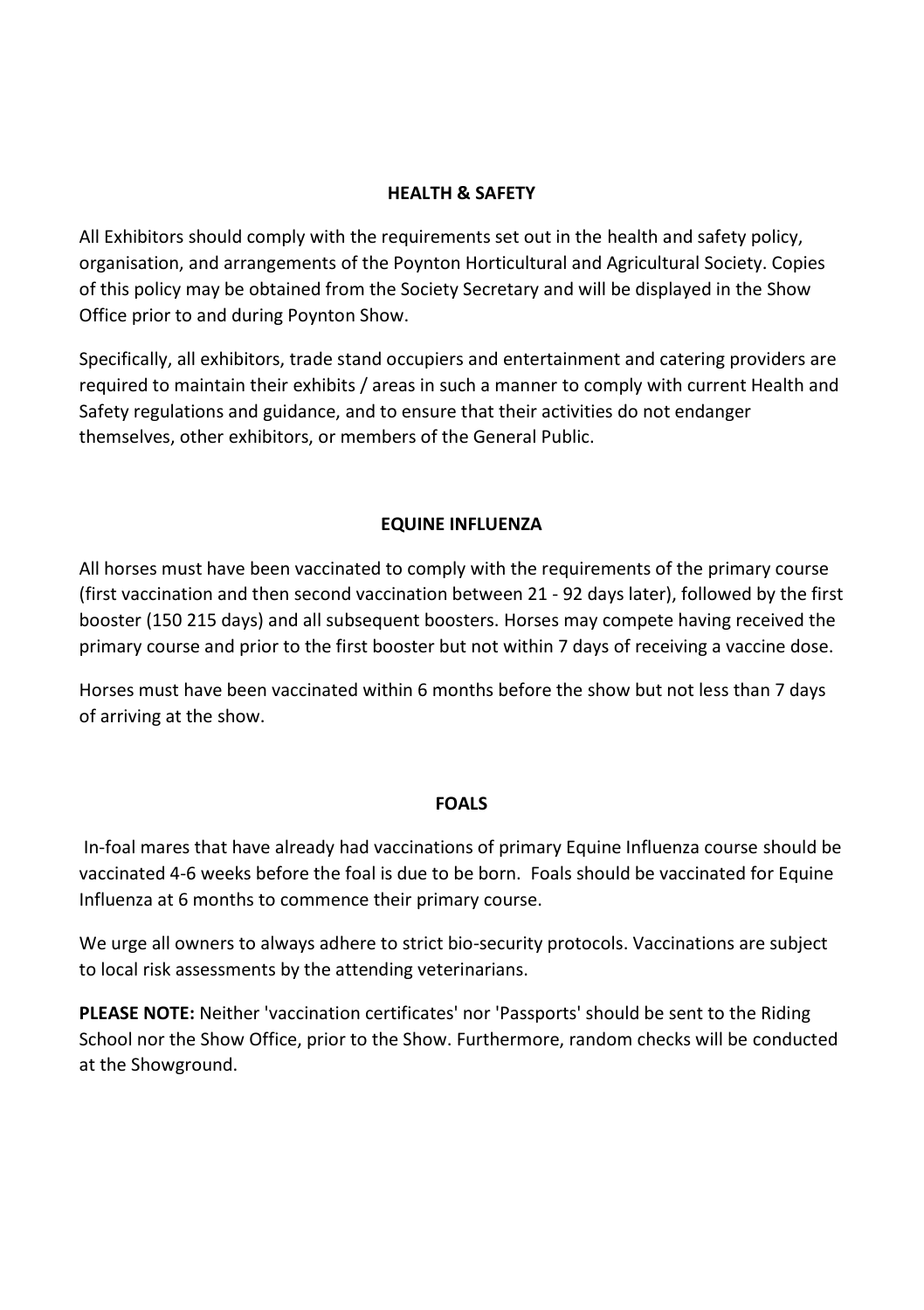## HEALTH & SAFETY

All Exhibitors should comply with the requirements set out in the health and safety policy, organisation, and arrangements of the Poynton Horticultural and Agricultural Society. Copies of this policy may be obtained from the Society Secretary and will be displayed in the Show Office prior to and during Poynton Show.

Specifically, all exhibitors, trade stand occupiers and entertainment and catering providers are required to maintain their exhibits / areas in such a manner to comply with current Health and Safety regulations and guidance, and to ensure that their activities do not endanger themselves, other exhibitors, or members of the General Public.

## EQUINE INFLUENZA

All horses must have been vaccinated to comply with the requirements of the primary course (first vaccination and then second vaccination between 21 - 92 days later), followed by the first booster (150 215 days) and all subsequent boosters. Horses may compete having received the primary course and prior to the first booster but not within 7 days of receiving a vaccine dose.

Horses must have been vaccinated within 6 months before the show but not less than 7 days of arriving at the show.

## FOALS

In-foal mares that have already had vaccinations of primary Equine Influenza course should be vaccinated 4-6 weeks before the foal is due to be born. Foals should be vaccinated for Equine Influenza at 6 months to commence their primary course.

We urge all owners to always adhere to strict bio-security protocols. Vaccinations are subject to local risk assessments by the attending veterinarians.

**PLEASE NOTE:** Neither 'vaccination certificates' nor 'Passports' should be sent to the Riding School nor the Show Office, prior to the Show. Furthermore, random checks will be conducted at the Showground.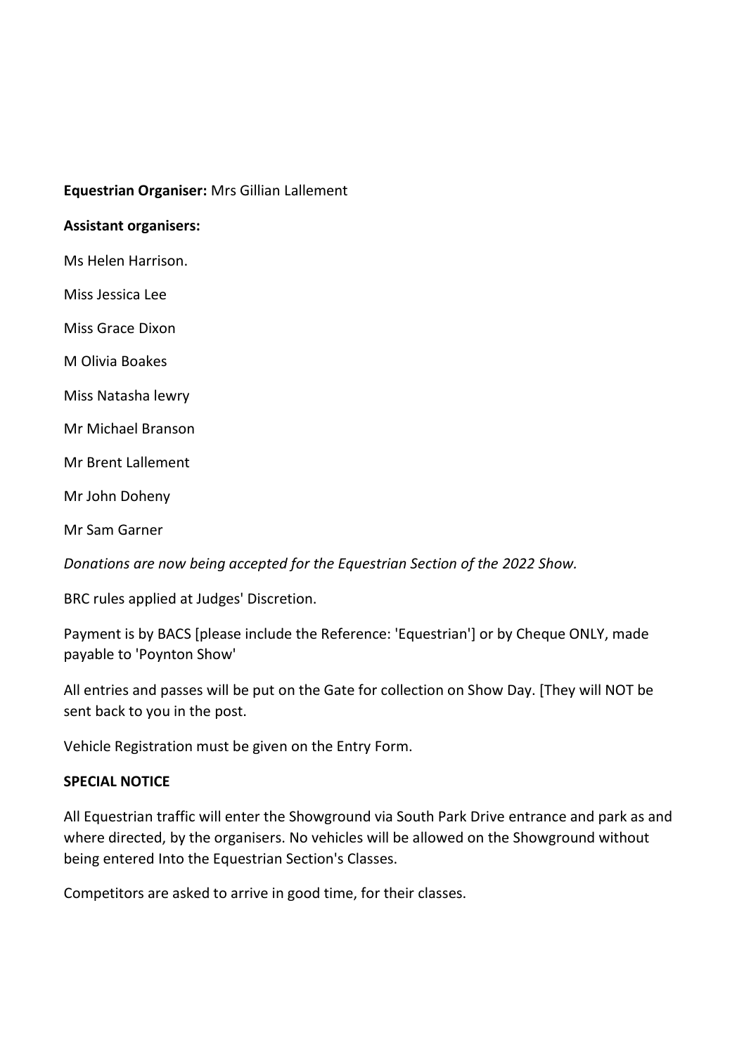**Equestrian Organiser:** Mrs Gillian Lallement

**Assistant organisers:**

Ms Helen Harrison.

Miss Jessica Lee

Miss Grace Dixon

M Olivia Boakes

Miss Natasha lewry

Mr Michael Branson

Mr Brent Lallement

Mr John Doheny

Mr Sam Garner

*Donations are now being accepted for the Equestrian Section of the 2022 Show.*

BRC rules applied at Judges' Discretion.

Payment is by BACS [please include the Reference: 'Equestrian'] or by Cheque ONLY, made payable to 'Poynton Show'

All entries and passes will be put on the Gate for collection on Show Day. [They will NOT be sent back to you in the post.

Vehicle Registration must be given on the Entry Form.

**SPECIAL NOTICE**

All Equestrian traffic will enter the Showground via South Park Drive entrance and park as and where directed, by the organisers. No vehicles will be allowed on the Showground without being entered Into the Equestrian Section's Classes.

Competitors are asked to arrive in good time, for their classes.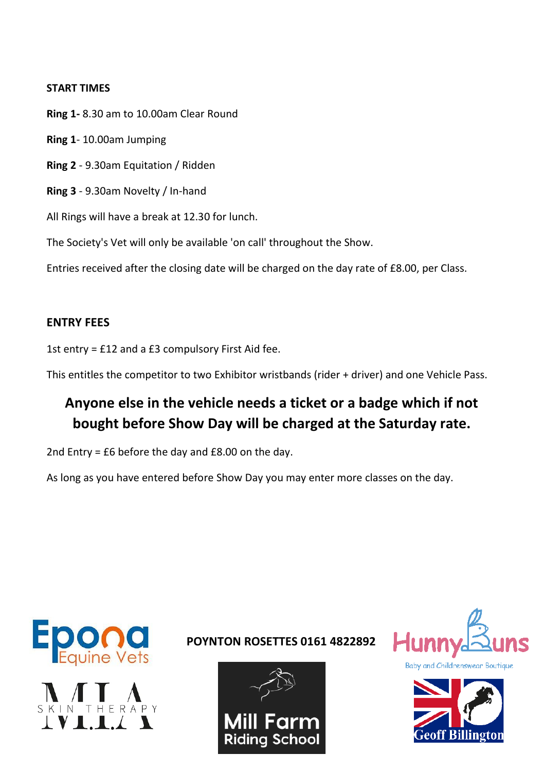**START TIMES**

**Ring 1-** 8.30 am to 10.00am Clear Round

**Ring 1**- 10.00am Jumping

**Ring 2** - 9.30am Equitation / Ridden

**Ring 3** - 9.30am Novelty / In-hand

All Rings will have a break at 12.30 for lunch.

The Society's Vet will only be available 'on call' throughout the Show.

Entries received after the closing date will be charged on the day rate of £8.00, per Class.

**ENTRY FEES**

1st entry = £12 and a £3 compulsory First Aid fee.

This entitles the competitor to two Exhibitor wristbands (rider + driver) and one Vehicle Pass.

**Anyone else in the vehicle needs a ticket or a badge which if not bought before Show Day will be charged at the Saturday rate.**

2nd Entry = £6 before the day and £8.00 on the day.

As long as you have entered before Show Day you may enter more classes on the day.

Epona Equine Vets

MIA SKIN THERAPY

**POYNTON ROSETTES 0161 4822892**

Mill Farm Riding School

Hunny Buns Baby and Childrenswear Boutique

Geoff Billington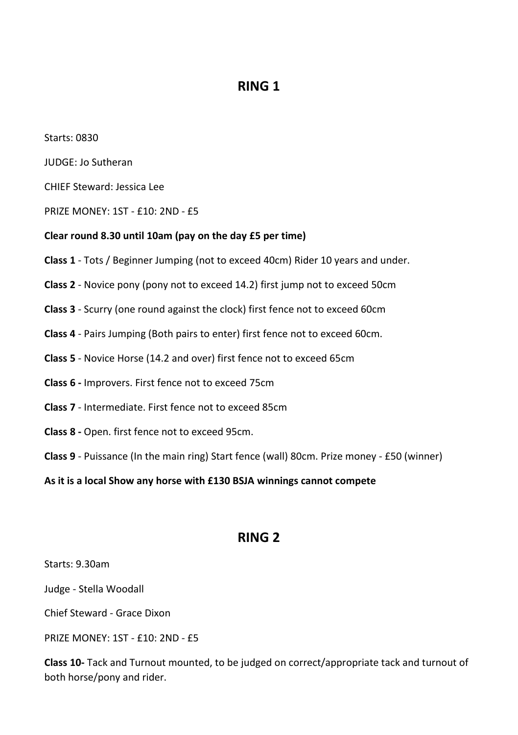## RING 1

Starts: 0830

JUDGE: Jo Sutheran

CHIEF Steward: Jessica Lee

PRIZE MONEY: 1ST - £10: 2ND - £5

**Clear round 8.30 until 10am (pay on the day £5 per time)**

**Class 1** - Tots / Beginner Jumping (not to exceed 40cm) Rider 10 years and under.

**Class 2** - Novice pony (pony not to exceed 14.2) first jump not to exceed 50cm

**Class 3** - Scurry (one round against the clock) first fence not to exceed 60cm

**Class 4** - Pairs Jumping (Both pairs to enter) first fence not to exceed 60cm.

**Class 5** - Novice Horse (14.2 and over) first fence not to exceed 65cm

**Class 6 -** Improvers. First fence not to exceed 75cm

**Class 7** - Intermediate. First fence not to exceed 85cm

**Class 8 -** Open. first fence not to exceed 95cm.

**Class 9** - Puissance (In the main ring) Start fence (wall) 80cm. Prize money - £50 (winner)

**As it is a local Show any horse with £130 BSJA winnings cannot compete**

## RING 2

Starts: 9.30am

Judge - Stella Woodall

Chief Steward - Grace Dixon

PRIZE MONEY: 1ST - £10: 2ND - £5

**Class 10-** Tack and Turnout mounted, to be judged on correct/appropriate tack and turnout of both horse/pony and rider.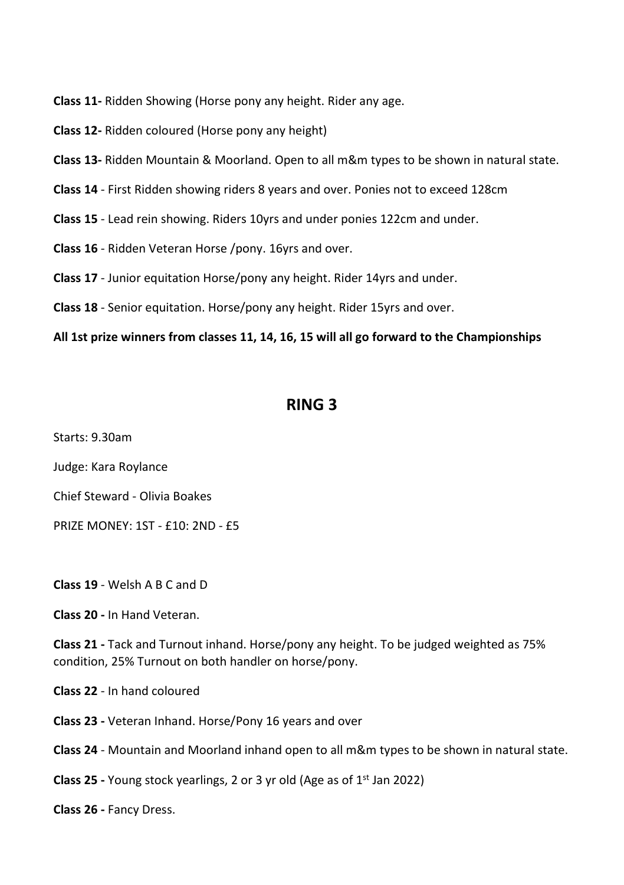**Class 11-** Ridden Showing (Horse pony any height. Rider any age.

**Class 12-** Ridden coloured (Horse pony any height)

**Class 13-** Ridden Mountain & Moorland. Open to all m&m types to be shown in natural state.

**Class 14** - First Ridden showing riders 8 years and over. Ponies not to exceed 128cm

**Class 15** - Lead rein showing. Riders 10yrs and under ponies 122cm and under.

**Class 16** - Ridden Veteran Horse /pony. 16yrs and over.

**Class 17** - Junior equitation Horse/pony any height. Rider 14yrs and under.

**Class 18** - Senior equitation. Horse/pony any height. Rider 15yrs and over.

**All 1st prize winners from classes 11, 14, 16, 15 will all go forward to the Championships**

## RING 3

Starts: 9.30am

Judge: Kara Roylance

Chief Steward - Olivia Boakes

PRIZE MONEY: 1ST - £10: 2ND - £5

**Class 19** - Welsh A B C and D

**Class 20 -** In Hand Veteran.

**Class 21 -** Tack and Turnout inhand. Horse/pony any height. To be judged weighted as 75% condition, 25% Turnout on both handler on horse/pony.

**Class 22** - In hand coloured

**Class 23 -** Veteran Inhand. Horse/Pony 16 years and over

**Class 24** - Mountain and Moorland inhand open to all m&m types to be shown in natural state.

**Class 25 -** Young stock yearlings, 2 or 3 yr old (Age as of 1st Jan 2022)

**Class 26 -** Fancy Dress.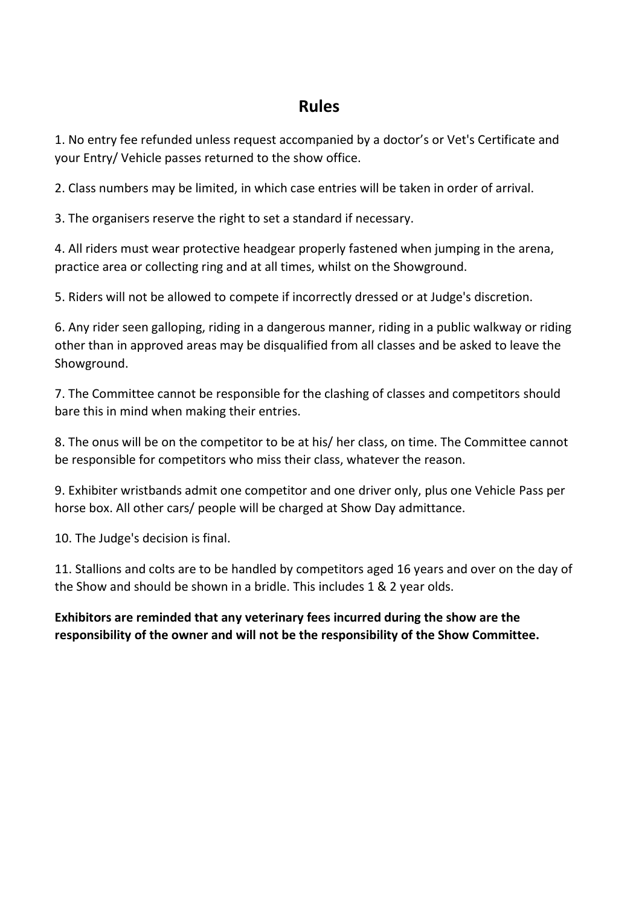## Rules

1. No entry fee refunded unless request accompanied by a doctor's or Vet's Certificate and your Entry/ Vehicle passes returned to the show office.

2. Class numbers may be limited, in which case entries will be taken in order of arrival.

3. The organisers reserve the right to set a standard if necessary.

4. All riders must wear protective headgear properly fastened when jumping in the arena, practice area or collecting ring and at all times, whilst on the Showground.

5. Riders will not be allowed to compete if incorrectly dressed or at Judge's discretion.

6. Any rider seen galloping, riding in a dangerous manner, riding in a public walkway or riding other than in approved areas may be disqualified from all classes and be asked to leave the Showground.

7. The Committee cannot be responsible for the clashing of classes and competitors should bare this in mind when making their entries.

8. The onus will be on the competitor to be at his/ her class, on time. The Committee cannot be responsible for competitors who miss their class, whatever the reason.

9. Exhibiter wristbands admit one competitor and one driver only, plus one Vehicle Pass per horse box. All other cars/ people will be charged at Show Day admittance.

10. The Judge's decision is final.

11. Stallions and colts are to be handled by competitors aged 16 years and over on the day of the Show and should be shown in a bridle. This includes 1 & 2 year olds.

**Exhibitors are reminded that any veterinary fees incurred during the show are the responsibility of the owner and will not be the responsibility of the Show Committee.**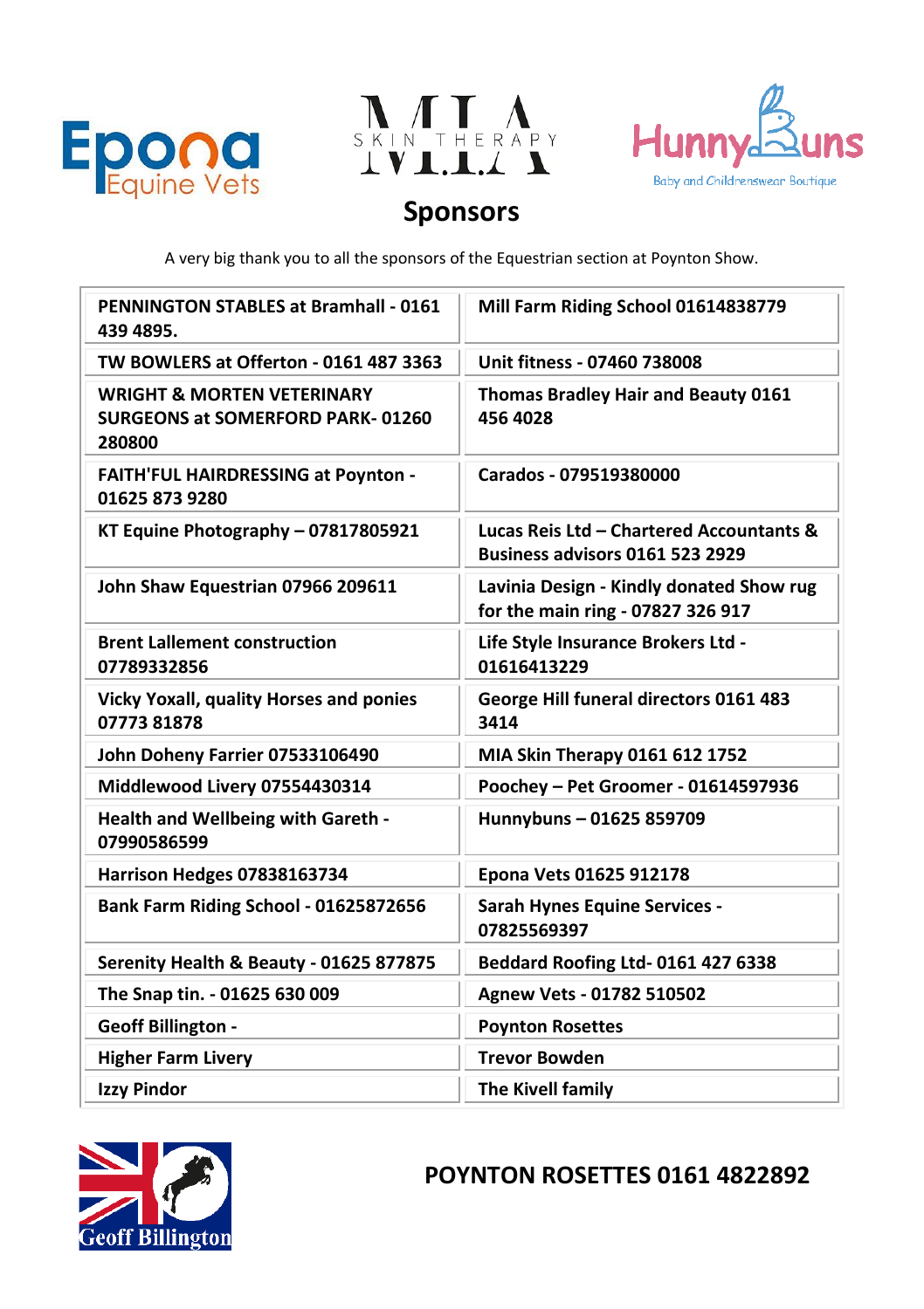## Sponsors

A very big thank you to all the sponsors of the Equestrian section at Poynton Show.

| | |
|---|---|
| **PENNINGTON STABLES at Bramhall - 0161 439 4895.** | **Mill Farm Riding School 01614838779** |
| **TW BOWLERS at Offerton - 0161 487 3363** | **Unit fitness - 07460 738008** |
| **WRIGHT & MORTEN VETERINARY SURGEONS at SOMERFORD PARK- 01260 280800** | **Thomas Bradley Hair and Beauty 0161 456 4028** |
| **FAITH'FUL HAIRDRESSING at Poynton - 01625 873 9280** | **Carados - 079519380000** |
| **KT Equine Photography – 07817805921** | **Lucas Reis Ltd – Chartered Accountants & Business advisors 0161 523 2929** |
| **John Shaw Equestrian 07966 209611** | **Lavinia Design - Kindly donated Show rug for the main ring - 07827 326 917** |
| **Brent Lallement construction 07789332856** | **Life Style Insurance Brokers Ltd - 01616413229** |
| **Vicky Yoxall, quality Horses and ponies 07773 81878** | **George Hill funeral directors 0161 483 3414** |
| **John Doheny Farrier 07533106490** | **MIA Skin Therapy 0161 612 1752** |
| **Middlewood Livery 07554430314** | **Poochey – Pet Groomer - 01614597936** |
| **Health and Wellbeing with Gareth - 07990586599** | **Hunnybuns – 01625 859709** |
| **Harrison Hedges 07838163734** | **Epona Vets 01625 912178** |
| **Bank Farm Riding School - 01625872656** | **Sarah Hynes Equine Services - 07825569397** |
| **Serenity Health & Beauty - 01625 877875** | **Beddard Roofing Ltd- 0161 427 6338** |
| **The Snap tin. - 01625 630 009** | **Agnew Vets - 01782 510502** |
| **Geoff Billington -** | **Poynton Rosettes** |
| **Higher Farm Livery** | **Trevor Bowden** |
| **Izzy Pindor** | **The Kivell family** |

**POYNTON ROSETTES 0161 4822892**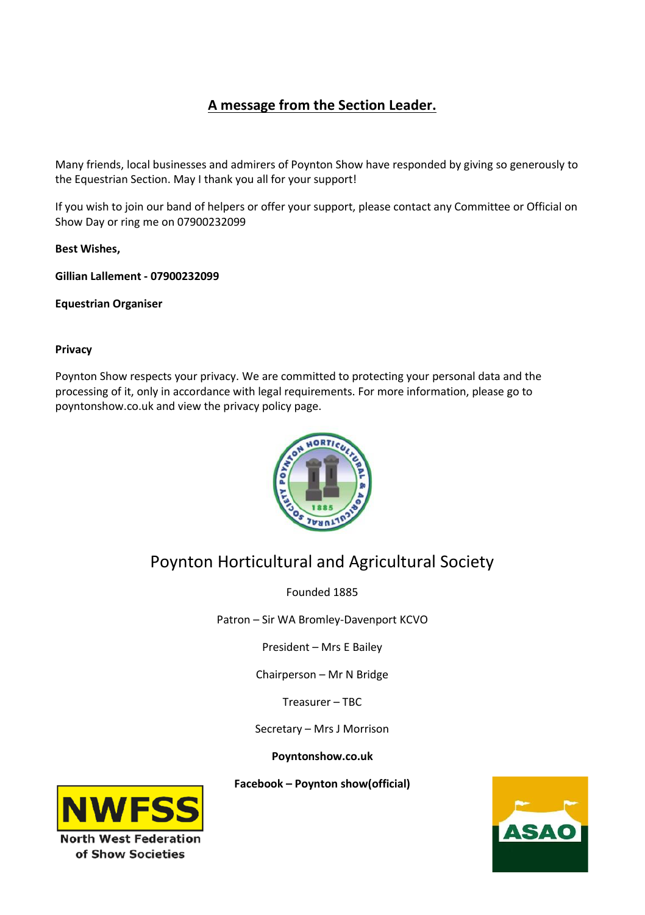## A message from the Section Leader.

Many friends, local businesses and admirers of Poynton Show have responded by giving so generously to the Equestrian Section. May I thank you all for your support!

If you wish to join our band of helpers or offer your support, please contact any Committee or Official on Show Day or ring me on 07900232099

**Best Wishes,**

**Gillian Lallement - 07900232099**

**Equestrian Organiser**

**Privacy**

Poynton Show respects your privacy. We are committed to protecting your personal data and the processing of it, only in accordance with legal requirements. For more information, please go to poyntonshow.co.uk and view the privacy policy page.

Poynton Horticultural and Agricultural Society

Founded 1885

Patron – Sir WA Bromley-Davenport KCVO

President – Mrs E Bailey

Chairperson – Mr N Bridge

Treasurer – TBC

Secretary – Mrs J Morrison

**Poyntonshow.co.uk**

**Facebook – Poynton show(official)**

NWFSS
North West Federation of Show Societies

ASAO